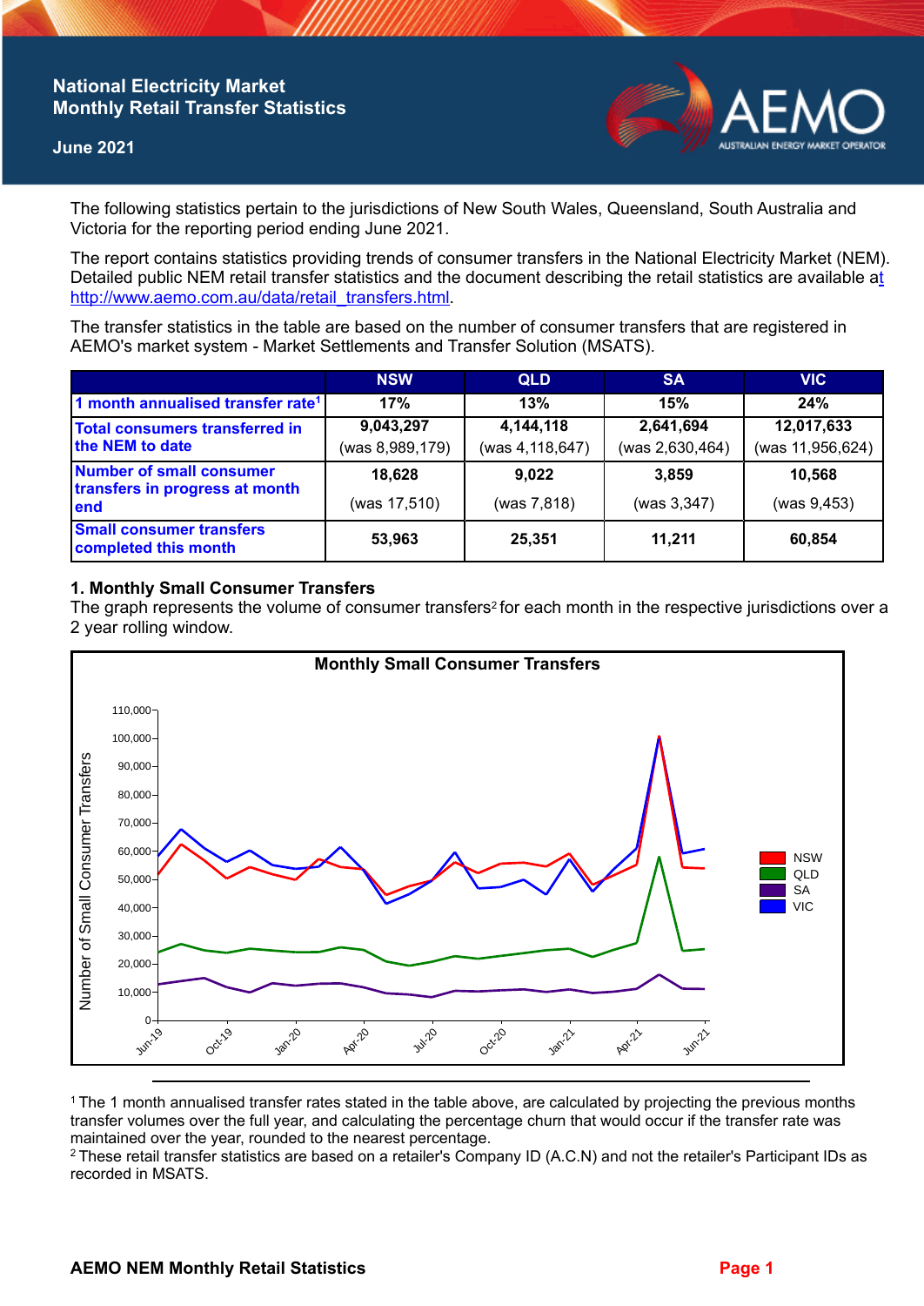# National Electricity Market Monthly Retail Transfer Statistics

June 2021

The following statistics pertain to the jurisdictions of New South Wales, Queensland, South Australia and Victoria for the reporting period ending June 2021.

The report contains statistics providing trends of consumer transfers in the National Electricity Market (NEM). Detailed public NEM retail transfer statistics and the document describing the retail statistics are available at http://www.aemo.com.au/data/retail_transfers.html.

The transfer statistics in the table are based on the number of consumer transfers that are registered in AEMO's market system - Market Settlements and Transfer Solution (MSATS).

| | NSW | QLD | SA | VIC |
|---|---|---|---|---|
| 1 month annualised transfer rate[1] | 17% | 13% | 15% | 24% |
| Total consumers transferred in the NEM to date | 9,043,297 (was 8,989,179) | 4,144,118 (was 4,118,647) | 2,641,694 (was 2,630,464) | 12,017,633 (was 11,956,624) |
| Number of small consumer transfers in progress at month end | 18,628 (was 17,510) | 9,022 (was 7,818) | 3,859 (was 3,347) | 10,568 (was 9,453) |
| Small consumer transfers completed this month | 53,963 | 25,351 | 11,211 | 60,854 |

## 1. Monthly Small Consumer Transfers

The graph represents the volume of consumer transfers[2] for each month in the respective jurisdictions over a 2 year rolling window.

[1] The 1 month annualised transfer rates stated in the table above, are calculated by projecting the previous months transfer volumes over the full year, and calculating the percentage churn that would occur if the transfer rate was maintained over the year, rounded to the nearest percentage.

[2] These retail transfer statistics are based on a retailer's Company ID (A.C.N) and not the retailer's Participant IDs as recorded in MSATS.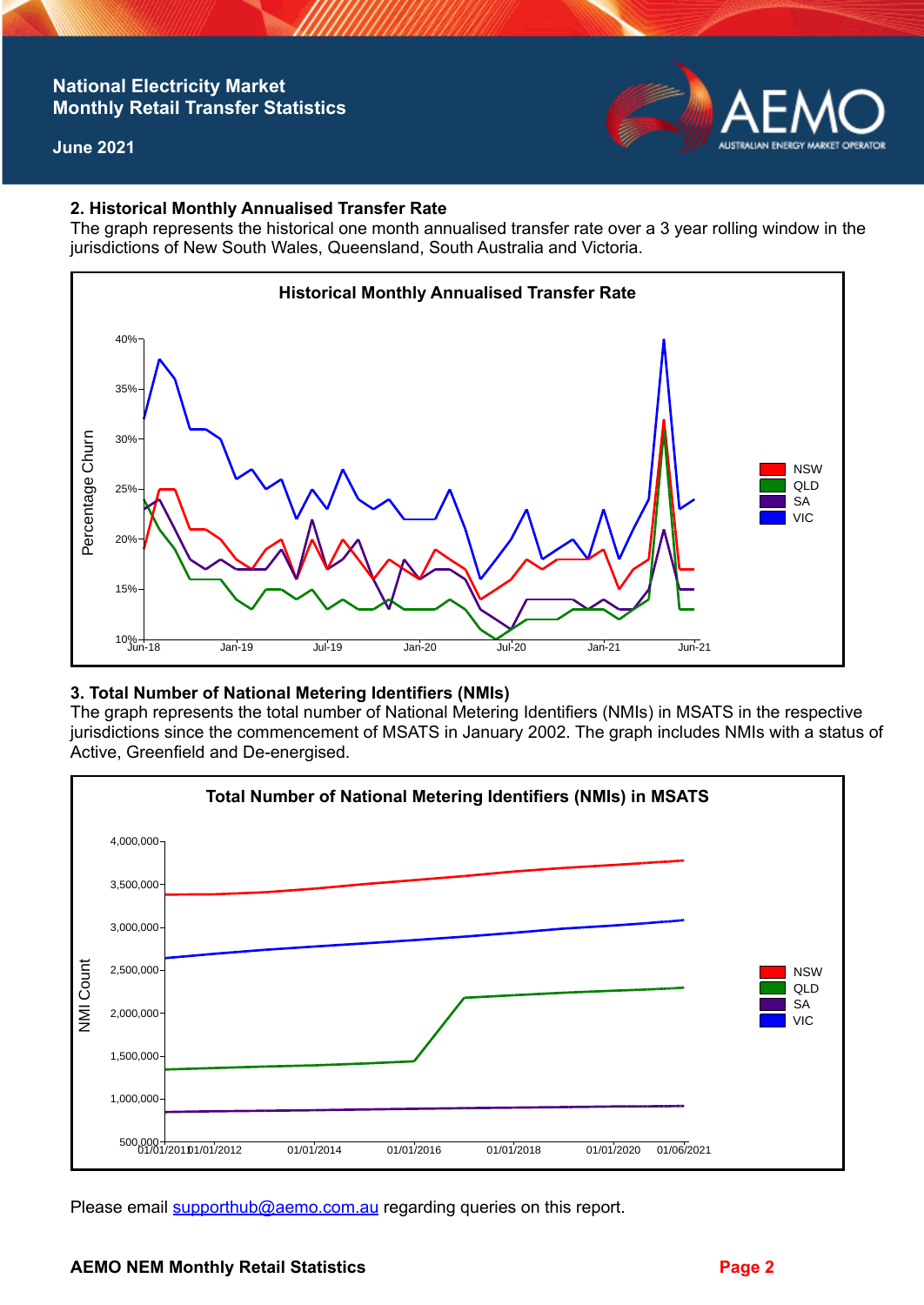## 2. Historical Monthly Annualised Transfer Rate

The graph represents the historical one month annualised transfer rate over a 3 year rolling window in the jurisdictions of New South Wales, Queensland, South Australia and Victoria.

**Historical Monthly Annualised Transfer Rate**

Percentage Churn

40%
35%
30%
25%
20%
15%
10%

Jun-18 Jan-19 Jul-19 Jan-20 Jul-20 Jan-21 Jun-21

NSW
QLD
SA
VIC

## 3. Total Number of National Metering Identifiers (NMIs)

The graph represents the total number of National Metering Identifiers (NMIs) in MSATS in the respective jurisdictions since the commencement of MSATS in January 2002. The graph includes NMIs with a status of Active, Greenfield and De-energised.

**Total Number of National Metering Identifiers (NMIs) in MSATS**

NMI Count

4,000,000
3,500,000
3,000,000
2,500,000
2,000,000
1,500,000
1,000,000
500,000

01/01/2011 01/01/2012 01/01/2014 01/01/2016 01/01/2018 01/01/2020 01/06/2021

NSW
QLD
SA
VIC

Please email supporthub@aemo.com.au regarding queries on this report.